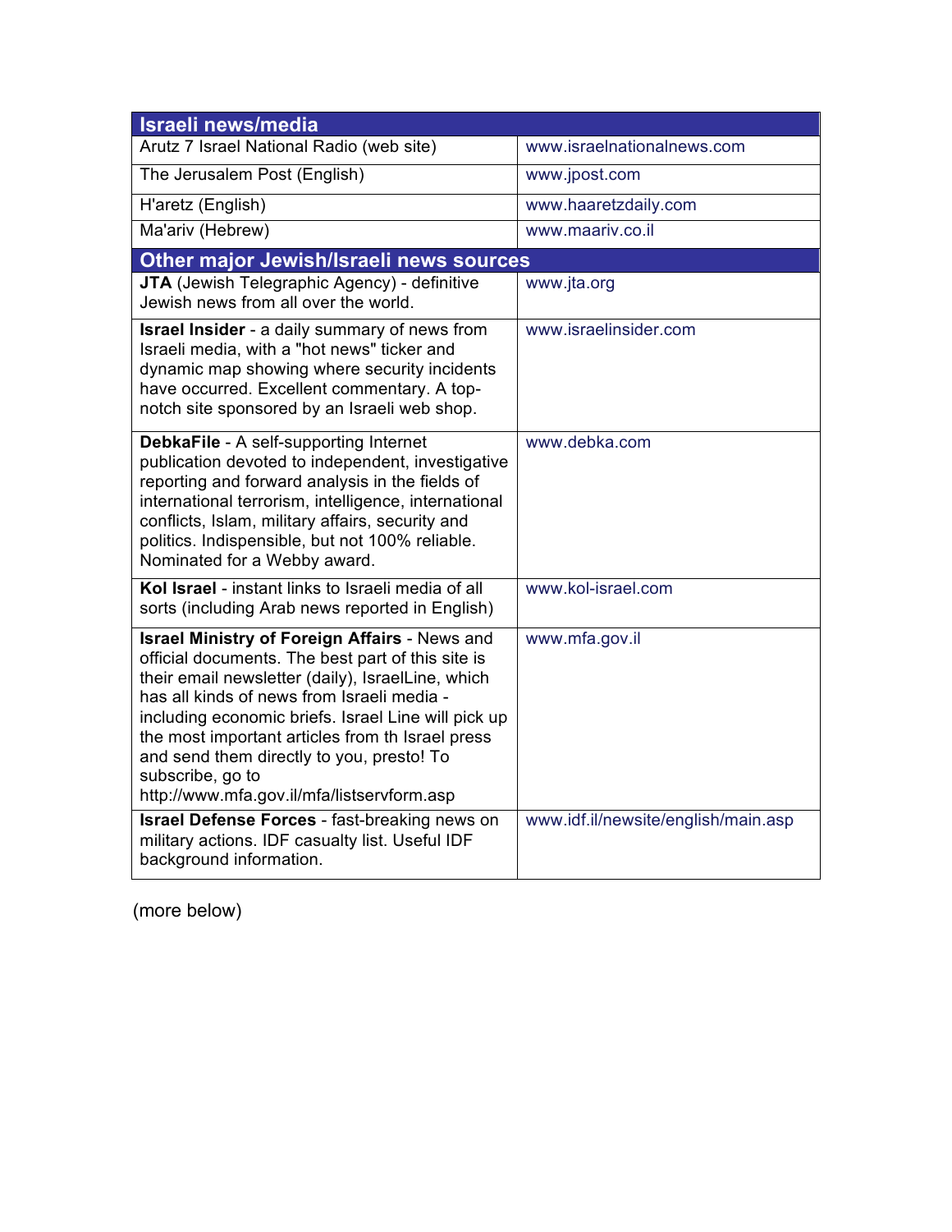| Israeli news/media | |
|---|---|
| Arutz 7 Israel National Radio (web site) | www.israelnationalnews.com |
| The Jerusalem Post (English) | www.jpost.com |
| H'aretz (English) | www.haaretzdaily.com |
| Ma'ariv (Hebrew) | www.maariv.co.il |

| Other major Jewish/Israeli news sources | |
|---|---|
| **JTA** (Jewish Telegraphic Agency) - definitive Jewish news from all over the world. | www.jta.org |
| **Israel Insider** - a daily summary of news from Israeli media, with a "hot news" ticker and dynamic map showing where security incidents have occurred. Excellent commentary. A top-notch site sponsored by an Israeli web shop. | www.israelinsider.com |
| **DebkaFile** - A self-supporting Internet publication devoted to independent, investigative reporting and forward analysis in the fields of international terrorism, intelligence, international conflicts, Islam, military affairs, security and politics. Indispensible, but not 100% reliable. Nominated for a Webby award. | www.debka.com |
| **Kol Israel** - instant links to Israeli media of all sorts (including Arab news reported in English) | www.kol-israel.com |
| **Israel Ministry of Foreign Affairs** - News and official documents. The best part of this site is their email newsletter (daily), IsraelLine, which has all kinds of news from Israeli media - including economic briefs. Israel Line will pick up the most important articles from th Israel press and send them directly to you, presto! To subscribe, go to http://www.mfa.gov.il/mfa/listservform.asp | www.mfa.gov.il |
| **Israel Defense Forces** - fast-breaking news on military actions. IDF casualty list. Useful IDF background information. | www.idf.il/newsite/english/main.asp |

(more below)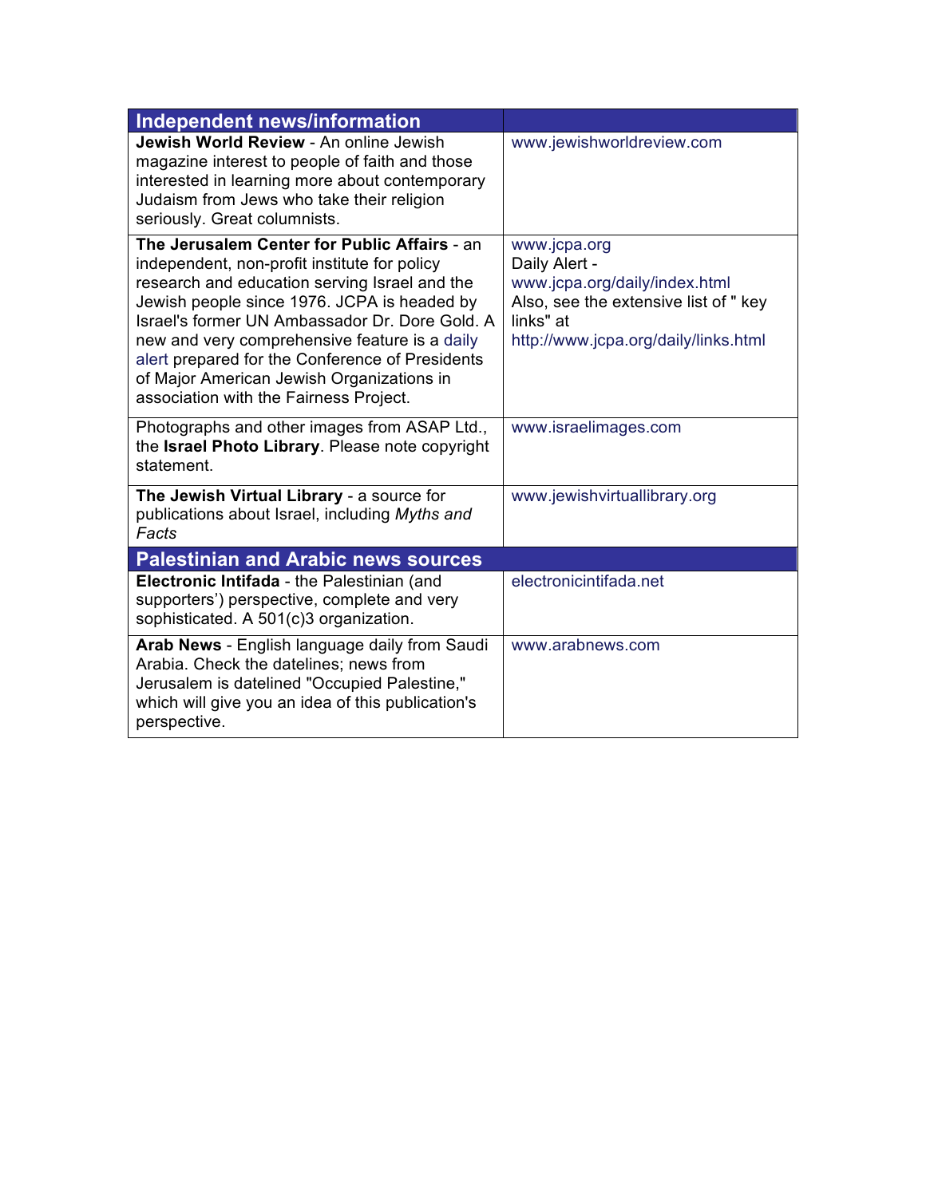| Independent news/information | |
|---|---|
| **Jewish World Review** - An online Jewish magazine interest to people of faith and those interested in learning more about contemporary Judaism from Jews who take their religion seriously. Great columnists. | www.jewishworldreview.com |
| **The Jerusalem Center for Public Affairs** - an independent, non-profit institute for policy research and education serving Israel and the Jewish people since 1976. JCPA is headed by Israel's former UN Ambassador Dr. Dore Gold. A new and very comprehensive feature is a daily alert prepared for the Conference of Presidents of Major American Jewish Organizations in association with the Fairness Project. | www.jcpa.org<br>Daily Alert - www.jcpa.org/daily/index.html<br>Also, see the extensive list of " key links" at http://www.jcpa.org/daily/links.html |
| Photographs and other images from ASAP Ltd., the **Israel Photo Library**. Please note copyright statement. | www.israelimages.com |
| **The Jewish Virtual Library** - a source for publications about Israel, including *Myths and Facts* | www.jewishvirtuallibrary.org |
| **Palestinian and Arabic news sources** | |
| **Electronic Intifada** - the Palestinian (and supporters') perspective, complete and very sophisticated. A 501(c)3 organization. | electronicintifada.net |
| **Arab News** - English language daily from Saudi Arabia. Check the datelines; news from Jerusalem is datelined "Occupied Palestine," which will give you an idea of this publication's perspective. | www.arabnews.com |